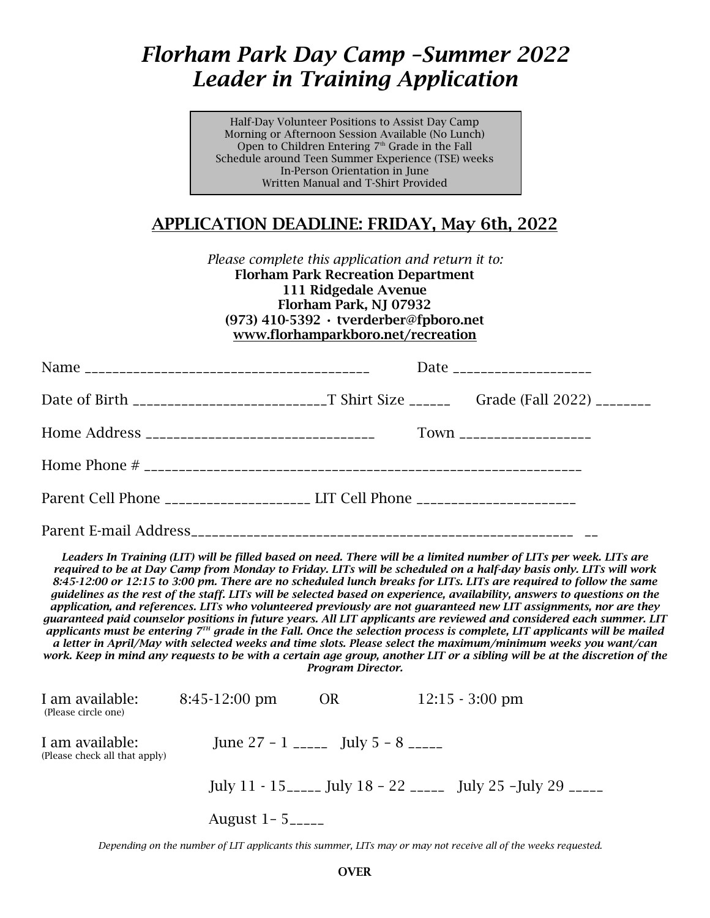# *Florham Park Day Camp –Summer 2022*
# *Leader in Training Application*

Half-Day Volunteer Positions to Assist Day Camp
Morning or Afternoon Session Available (No Lunch)
Open to Children Entering 7th Grade in the Fall
Schedule around Teen Summer Experience (TSE) weeks
In-Person Orientation in June
Written Manual and T-Shirt Provided

## APPLICATION DEADLINE: FRIDAY, May 6th, 2022

*Please complete this application and return it to:*
**Florham Park Recreation Department**
**111 Ridgedale Avenue**
**Florham Park, NJ 07932**
**(973) 410-5392 • tverderber@fpboro.net**
**www.florhamparkboro.net/recreation**

Name ________________________________________ Date ___________________

Date of Birth ___________________________T Shirt Size ______ Grade (Fall 2022) ________

Home Address ________________________________ Town __________________

Home Phone # ______________________________________________________________

Parent Cell Phone ____________________ LIT Cell Phone _______________________

Parent E-mail Address________________________________________________________ __

***Leaders In Training (LIT) will be filled based on need. There will be a limited number of LITs per week. LITs are required to be at Day Camp from Monday to Friday. LITs will be scheduled on a half-day basis only. LITs will work 8:45-12:00 or 12:15 to 3:00 pm. There are no scheduled lunch breaks for LITs. LITs are required to follow the same guidelines as the rest of the staff. LITs will be selected based on experience, availability, answers to questions on the application, and references. LITs who volunteered previously are not guaranteed new LIT assignments, nor are they guaranteed paid counselor positions in future years. All LIT applicants are reviewed and considered each summer. LIT applicants must be entering 7TH grade in the Fall. Once the selection process is complete, LIT applicants will be mailed a letter in April/May with selected weeks and time slots. Please select the maximum/minimum weeks you want/can work. Keep in mind any requests to be with a certain age group, another LIT or a sibling will be at the discretion of the Program Director.***

I am available: 8:45-12:00 pm OR 12:15 - 3:00 pm
(Please circle one)

I am available: June 27 – 1 _____ July 5 – 8 _____
(Please check all that apply)

July 11 - 15_____ July 18 – 22 _____ July 25 –July 29 _____

August 1– 5_____

*Depending on the number of LIT applicants this summer, LITs may or may not receive all of the weeks requested.*

**OVER**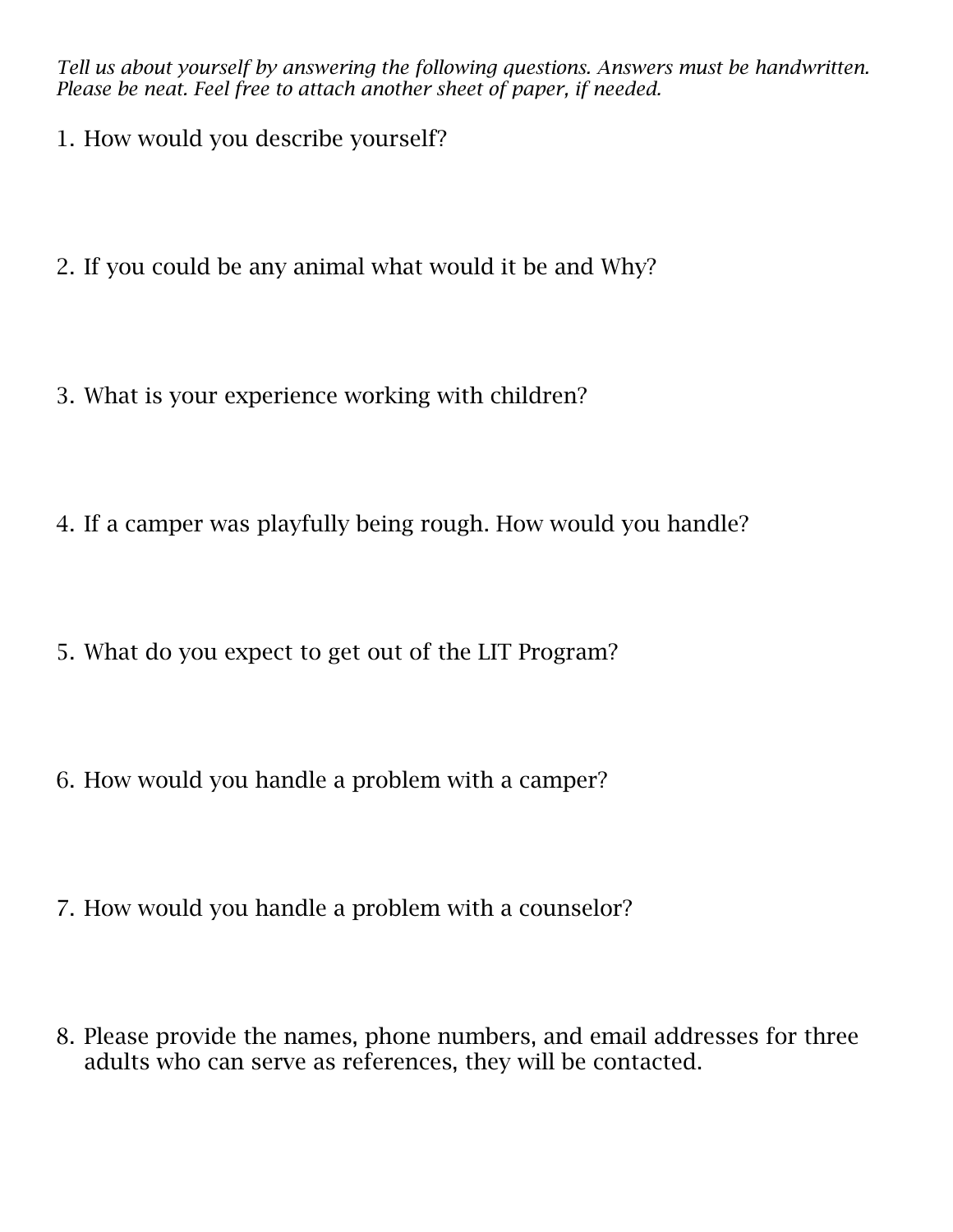*Tell us about yourself by answering the following questions. Answers must be handwritten. Please be neat. Feel free to attach another sheet of paper, if needed.*

1. How would you describe yourself?

2. If you could be any animal what would it be and Why?

3. What is your experience working with children?

4. If a camper was playfully being rough. How would you handle?

5. What do you expect to get out of the LIT Program?

6. How would you handle a problem with a camper?

7. How would you handle a problem with a counselor?

8. Please provide the names, phone numbers, and email addresses for three adults who can serve as references, they will be contacted.